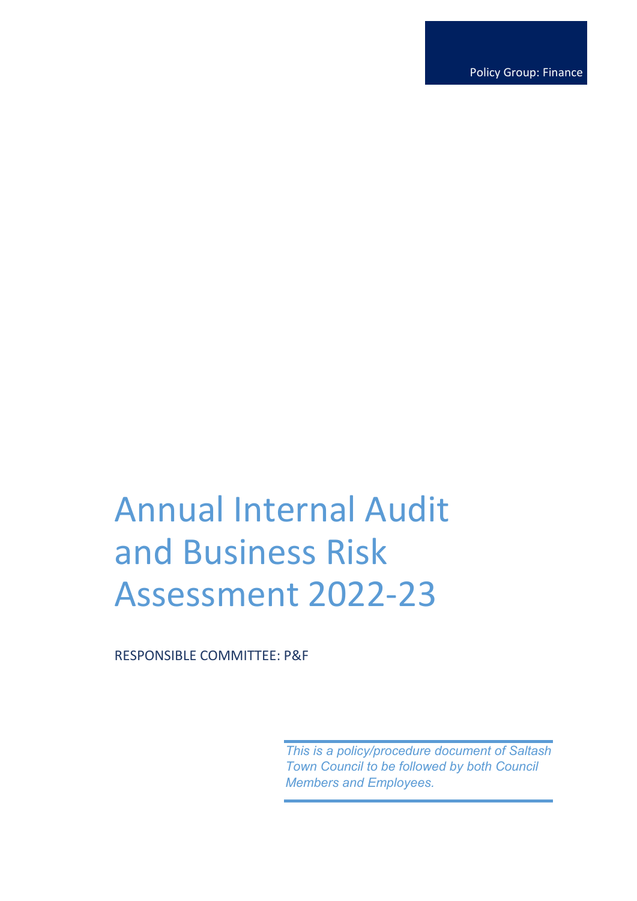Policy Group: Finance

# Annual Internal Audit and Business Risk Assessment 2022-23

RESPONSIBLE COMMITTEE: P&F

*This is a policy/procedure document of Saltash Town Council to be followed by both Council Members and Employees.*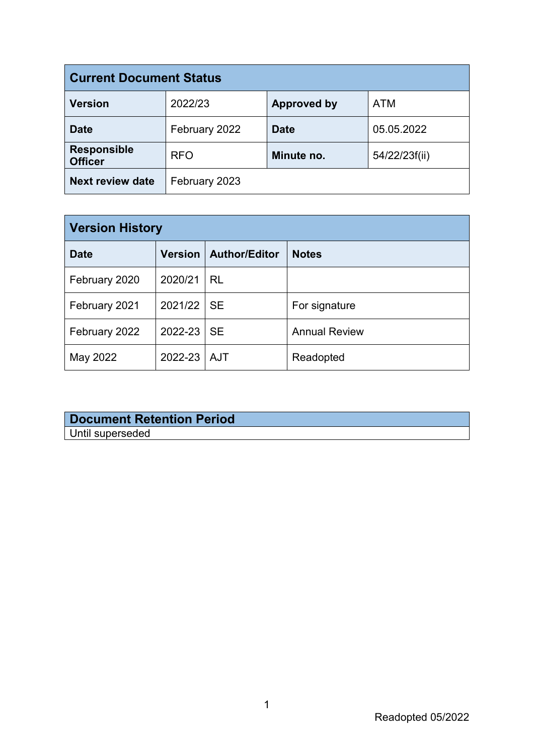| Current Document Status | | | |
|---|---|---|---|
| **Version** | 2022/23 | **Approved by** | ATM |
| **Date** | February 2022 | **Date** | 05.05.2022 |
| **Responsible Officer** | RFO | **Minute no.** | 54/22/23f(ii) |
| **Next review date** | February 2023 | | |

| Version History | | | |
|---|---|---|---|
| **Date** | **Version** | **Author/Editor** | **Notes** |
| February 2020 | 2020/21 | RL | |
| February 2021 | 2021/22 | SE | For signature |
| February 2022 | 2022-23 | SE | Annual Review |
| May 2022 | 2022-23 | AJT | Readopted |

| Document Retention Period |
|---|
| Until superseded |

Readopted 05/2022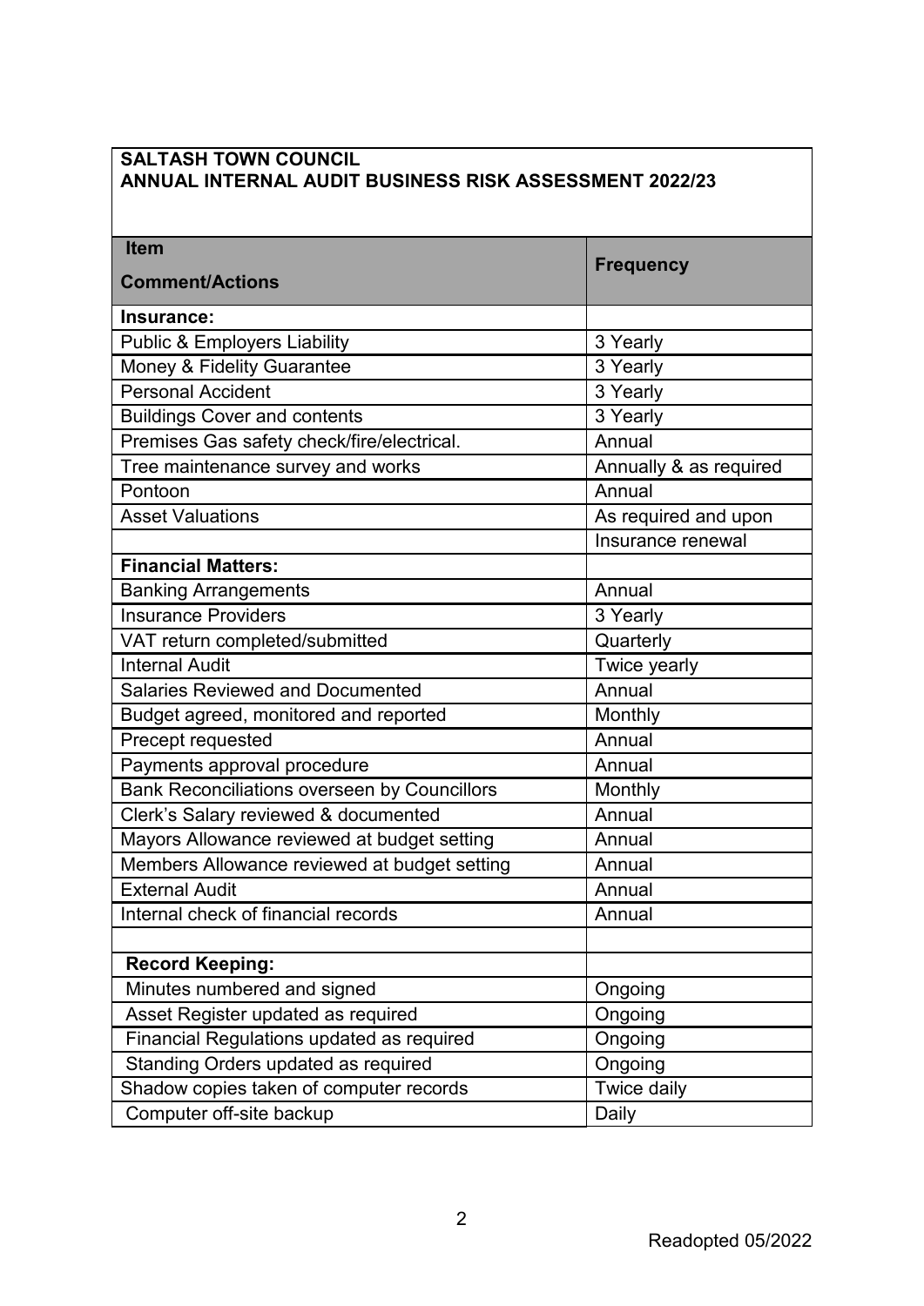**SALTASH TOWN COUNCIL**
**ANNUAL INTERNAL AUDIT BUSINESS RISK ASSESSMENT 2022/23**

| **Item**<br>**Comment/Actions** | **Frequency** |
|---|---|
| **Insurance:** | |
| Public & Employers Liability | 3 Yearly |
| Money & Fidelity Guarantee | 3 Yearly |
| Personal Accident | 3 Yearly |
| Buildings Cover and contents | 3 Yearly |
| Premises Gas safety check/fire/electrical. | Annual |
| Tree maintenance survey and works | Annually & as required |
| Pontoon | Annual |
| Asset Valuations | As required and upon |
| | Insurance renewal |
| **Financial Matters:** | |
| Banking Arrangements | Annual |
| Insurance Providers | 3 Yearly |
| VAT return completed/submitted | Quarterly |
| Internal Audit | Twice yearly |
| Salaries Reviewed and Documented | Annual |
| Budget agreed, monitored and reported | Monthly |
| Precept requested | Annual |
| Payments approval procedure | Annual |
| Bank Reconciliations overseen by Councillors | Monthly |
| Clerk's Salary reviewed & documented | Annual |
| Mayors Allowance reviewed at budget setting | Annual |
| Members Allowance reviewed at budget setting | Annual |
| External Audit | Annual |
| Internal check of financial records | Annual |
| | |
| **Record Keeping:** | |
| Minutes numbered and signed | Ongoing |
| Asset Register updated as required | Ongoing |
| Financial Regulations updated as required | Ongoing |
| Standing Orders updated as required | Ongoing |
| Shadow copies taken of computer records | Twice daily |
| Computer off-site backup | Daily |

Readopted 05/2022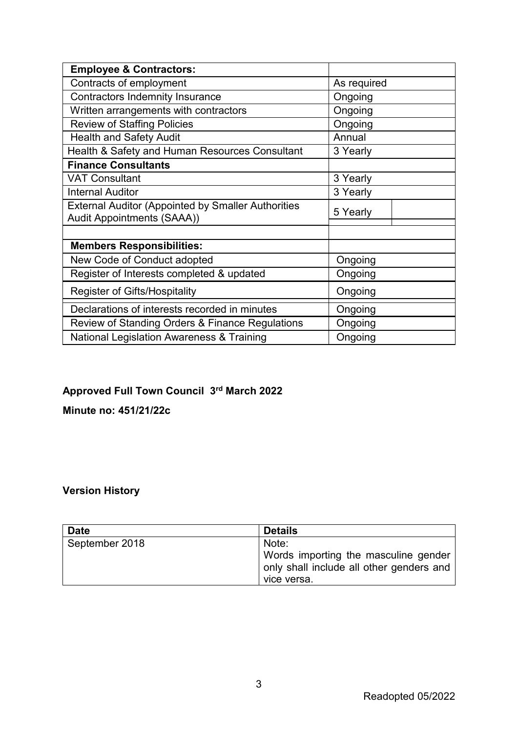| | |
|---|---|
| **Employee & Contractors:** | |
| Contracts of employment | As required |
| Contractors Indemnity Insurance | Ongoing |
| Written arrangements with contractors | Ongoing |
| Review of Staffing Policies | Ongoing |
| Health and Safety Audit | Annual |
| Health & Safety and Human Resources Consultant | 3 Yearly |
| **Finance Consultants** | |
| VAT Consultant | 3 Yearly |
| Internal Auditor | 3 Yearly |
| External Auditor (Appointed by Smaller Authorities Audit Appointments (SAAA)) | 5 Yearly |
| | |
| **Members Responsibilities:** | |
| New Code of Conduct adopted | Ongoing |
| Register of Interests completed & updated | Ongoing |
| Register of Gifts/Hospitality | Ongoing |
| Declarations of interests recorded in minutes | Ongoing |
| Review of Standing Orders & Finance Regulations | Ongoing |
| National Legislation Awareness & Training | Ongoing |

**Approved Full Town Council 3rd March 2022**

**Minute no: 451/21/22c**

**Version History**

| **Date** | **Details** |
|---|---|
| September 2018 | Note: Words importing the masculine gender only shall include all other genders and vice versa. |

Readopted 05/2022